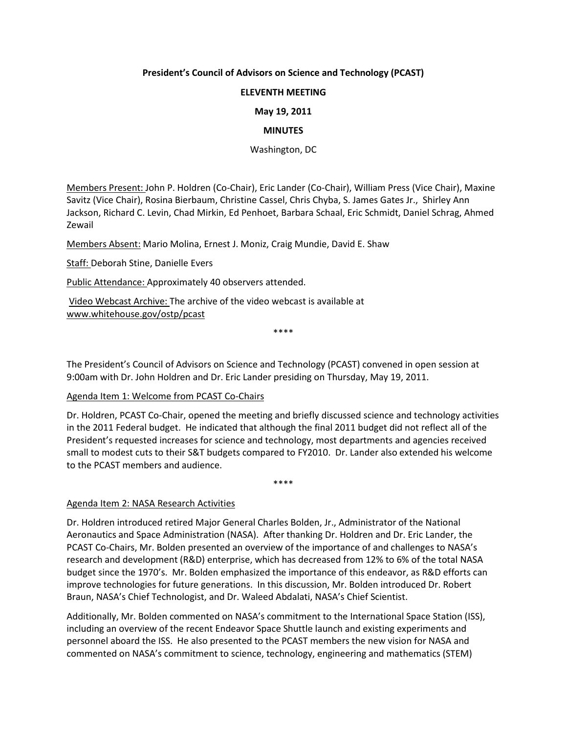**President's Council of Advisors on Science and Technology (PCAST)**

**ELEVENTH MEETING**

**May 19, 2011**

**MINUTES**

Washington, DC

Members Present: John P. Holdren (Co-Chair), Eric Lander (Co-Chair), William Press (Vice Chair), Maxine Savitz (Vice Chair), Rosina Bierbaum, Christine Cassel, Chris Chyba, S. James Gates Jr., Shirley Ann Jackson, Richard C. Levin, Chad Mirkin, Ed Penhoet, Barbara Schaal, Eric Schmidt, Daniel Schrag, Ahmed Zewail

Members Absent: Mario Molina, Ernest J. Moniz, Craig Mundie, David E. Shaw

Staff: Deborah Stine, Danielle Evers

Public Attendance: Approximately 40 observers attended.

Video Webcast Archive: The archive of the video webcast is available at www.whitehouse.gov/ostp/pcast

\*\*\*\*

The President's Council of Advisors on Science and Technology (PCAST) convened in open session at 9:00am with Dr. John Holdren and Dr. Eric Lander presiding on Thursday, May 19, 2011.

Agenda Item 1: Welcome from PCAST Co-Chairs

Dr. Holdren, PCAST Co-Chair, opened the meeting and briefly discussed science and technology activities in the 2011 Federal budget. He indicated that although the final 2011 budget did not reflect all of the President's requested increases for science and technology, most departments and agencies received small to modest cuts to their S&T budgets compared to FY2010. Dr. Lander also extended his welcome to the PCAST members and audience.

\*\*\*\*

Agenda Item 2: NASA Research Activities

Dr. Holdren introduced retired Major General Charles Bolden, Jr., Administrator of the National Aeronautics and Space Administration (NASA). After thanking Dr. Holdren and Dr. Eric Lander, the PCAST Co-Chairs, Mr. Bolden presented an overview of the importance of and challenges to NASA's research and development (R&D) enterprise, which has decreased from 12% to 6% of the total NASA budget since the 1970's. Mr. Bolden emphasized the importance of this endeavor, as R&D efforts can improve technologies for future generations. In this discussion, Mr. Bolden introduced Dr. Robert Braun, NASA's Chief Technologist, and Dr. Waleed Abdalati, NASA's Chief Scientist.

Additionally, Mr. Bolden commented on NASA's commitment to the International Space Station (ISS), including an overview of the recent Endeavor Space Shuttle launch and existing experiments and personnel aboard the ISS. He also presented to the PCAST members the new vision for NASA and commented on NASA's commitment to science, technology, engineering and mathematics (STEM)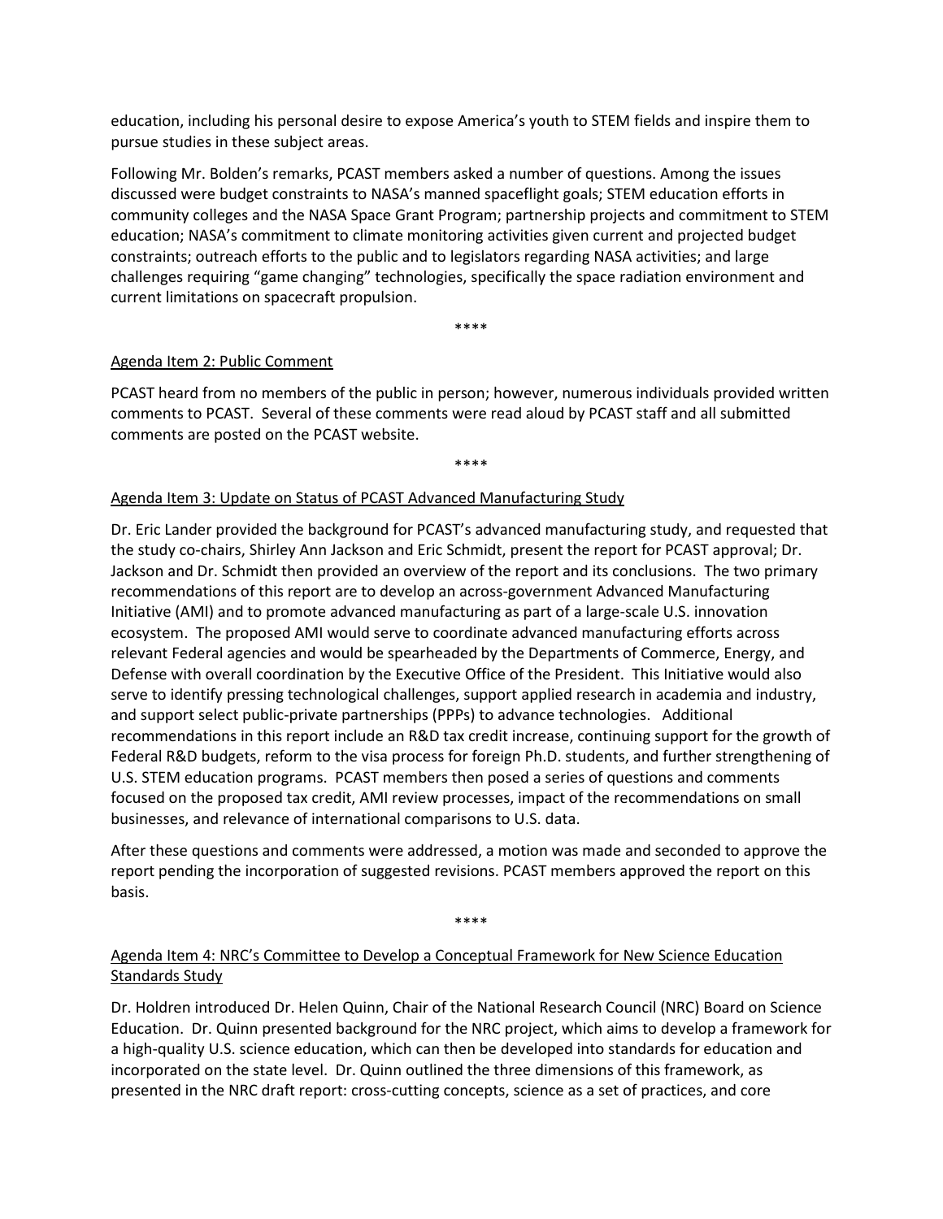education, including his personal desire to expose America's youth to STEM fields and inspire them to pursue studies in these subject areas.

Following Mr. Bolden's remarks, PCAST members asked a number of questions. Among the issues discussed were budget constraints to NASA's manned spaceflight goals; STEM education efforts in community colleges and the NASA Space Grant Program; partnership projects and commitment to STEM education; NASA's commitment to climate monitoring activities given current and projected budget constraints; outreach efforts to the public and to legislators regarding NASA activities; and large challenges requiring "game changing" technologies, specifically the space radiation environment and current limitations on spacecraft propulsion.

****

Agenda Item 2: Public Comment

PCAST heard from no members of the public in person; however, numerous individuals provided written comments to PCAST. Several of these comments were read aloud by PCAST staff and all submitted comments are posted on the PCAST website.

****

Agenda Item 3: Update on Status of PCAST Advanced Manufacturing Study

Dr. Eric Lander provided the background for PCAST's advanced manufacturing study, and requested that the study co-chairs, Shirley Ann Jackson and Eric Schmidt, present the report for PCAST approval; Dr. Jackson and Dr. Schmidt then provided an overview of the report and its conclusions. The two primary recommendations of this report are to develop an across-government Advanced Manufacturing Initiative (AMI) and to promote advanced manufacturing as part of a large-scale U.S. innovation ecosystem. The proposed AMI would serve to coordinate advanced manufacturing efforts across relevant Federal agencies and would be spearheaded by the Departments of Commerce, Energy, and Defense with overall coordination by the Executive Office of the President. This Initiative would also serve to identify pressing technological challenges, support applied research in academia and industry, and support select public-private partnerships (PPPs) to advance technologies. Additional recommendations in this report include an R&D tax credit increase, continuing support for the growth of Federal R&D budgets, reform to the visa process for foreign Ph.D. students, and further strengthening of U.S. STEM education programs. PCAST members then posed a series of questions and comments focused on the proposed tax credit, AMI review processes, impact of the recommendations on small businesses, and relevance of international comparisons to U.S. data.

After these questions and comments were addressed, a motion was made and seconded to approve the report pending the incorporation of suggested revisions. PCAST members approved the report on this basis.

****

Agenda Item 4: NRC's Committee to Develop a Conceptual Framework for New Science Education Standards Study

Dr. Holdren introduced Dr. Helen Quinn, Chair of the National Research Council (NRC) Board on Science Education. Dr. Quinn presented background for the NRC project, which aims to develop a framework for a high-quality U.S. science education, which can then be developed into standards for education and incorporated on the state level. Dr. Quinn outlined the three dimensions of this framework, as presented in the NRC draft report: cross-cutting concepts, science as a set of practices, and core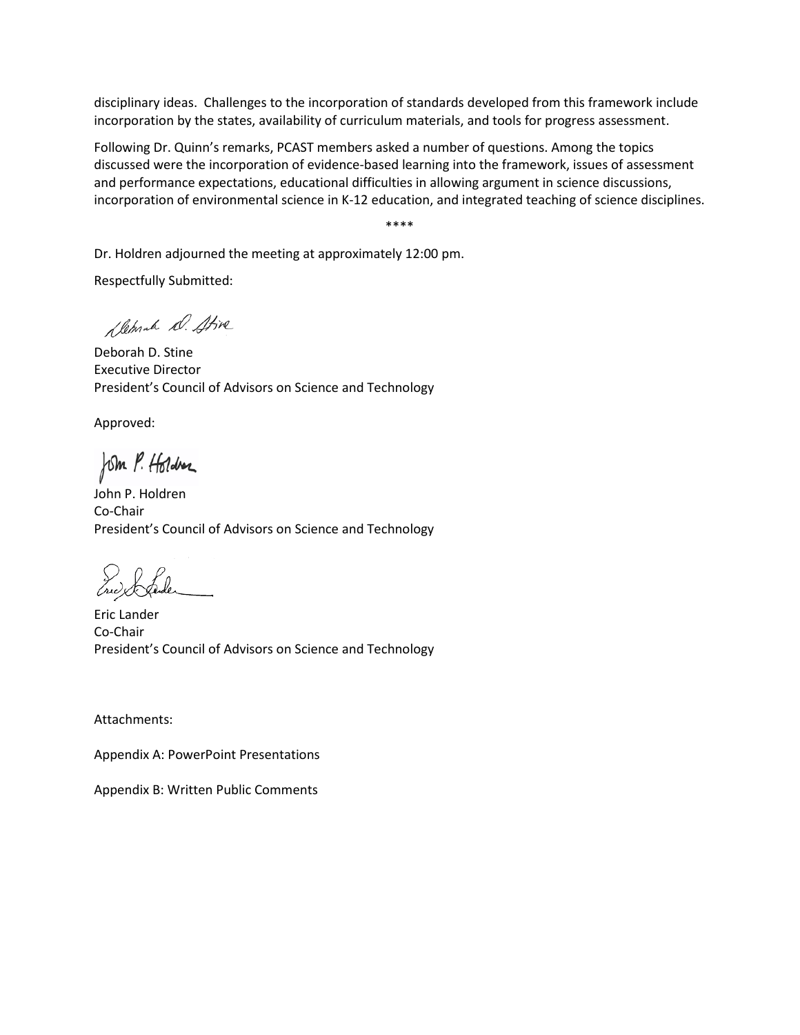disciplinary ideas. Challenges to the incorporation of standards developed from this framework include incorporation by the states, availability of curriculum materials, and tools for progress assessment.

Following Dr. Quinn's remarks, PCAST members asked a number of questions. Among the topics discussed were the incorporation of evidence-based learning into the framework, issues of assessment and performance expectations, educational difficulties in allowing argument in science discussions, incorporation of environmental science in K-12 education, and integrated teaching of science disciplines.

****

Dr. Holdren adjourned the meeting at approximately 12:00 pm.

Respectfully Submitted:

Deborah D. Stine
Executive Director
President's Council of Advisors on Science and Technology

Approved:

John P. Holdren
Co-Chair
President's Council of Advisors on Science and Technology

Eric Lander
Co-Chair
President's Council of Advisors on Science and Technology

Attachments:

Appendix A: PowerPoint Presentations

Appendix B: Written Public Comments